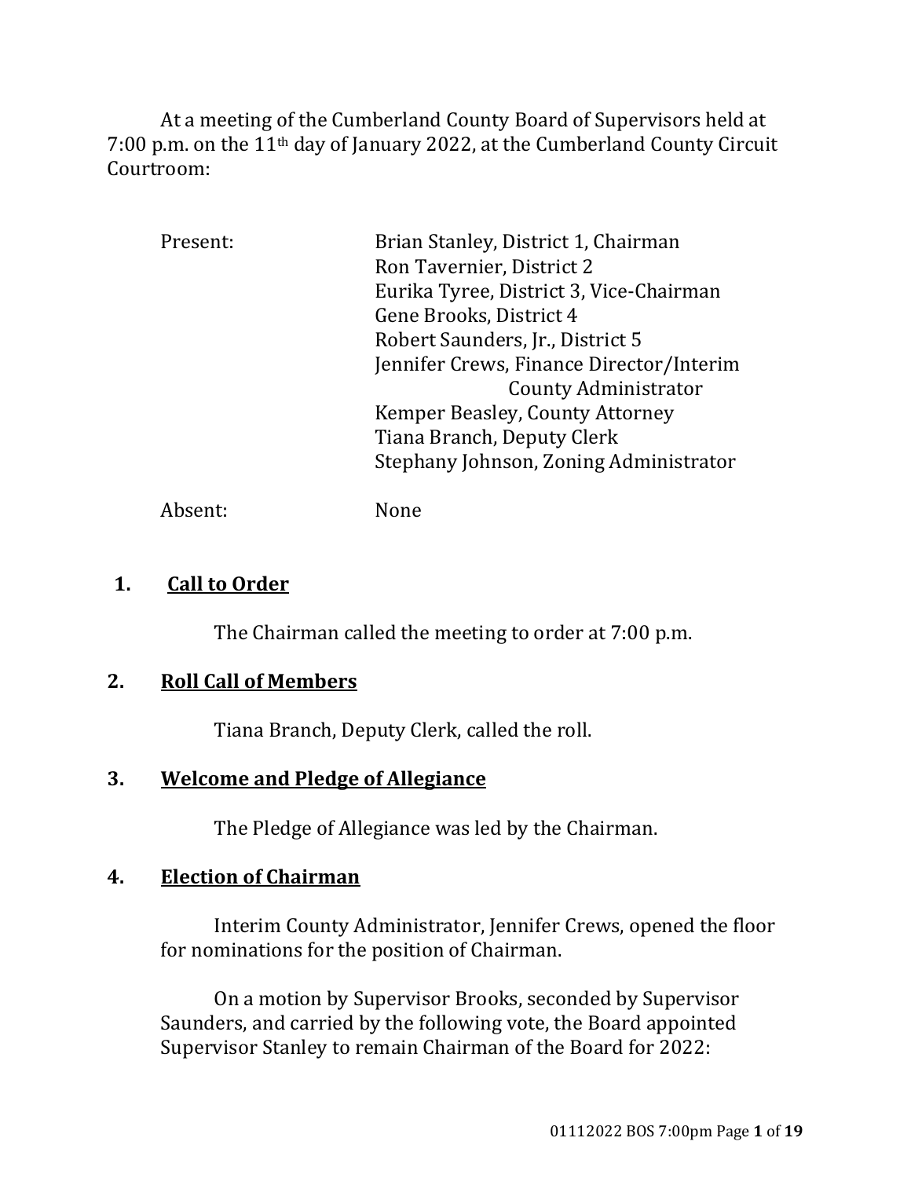At a meeting of the Cumberland County Board of Supervisors held at 7:00 p.m. on the 11th day of January 2022, at the Cumberland County Circuit Courtroom:

| | |
|---|---|
| Present: | Brian Stanley, District 1, Chairman |
| | Ron Tavernier, District 2 |
| | Eurika Tyree, District 3, Vice-Chairman |
| | Gene Brooks, District 4 |
| | Robert Saunders, Jr., District 5 |
| | Jennifer Crews, Finance Director/Interim County Administrator |
| | Kemper Beasley, County Attorney |
| | Tiana Branch, Deputy Clerk |
| | Stephany Johnson, Zoning Administrator |
| Absent: | None |

## 1. Call to Order

The Chairman called the meeting to order at 7:00 p.m.

## 2. Roll Call of Members

Tiana Branch, Deputy Clerk, called the roll.

## 3. Welcome and Pledge of Allegiance

The Pledge of Allegiance was led by the Chairman.

## 4. Election of Chairman

Interim County Administrator, Jennifer Crews, opened the floor for nominations for the position of Chairman.

On a motion by Supervisor Brooks, seconded by Supervisor Saunders, and carried by the following vote, the Board appointed Supervisor Stanley to remain Chairman of the Board for 2022: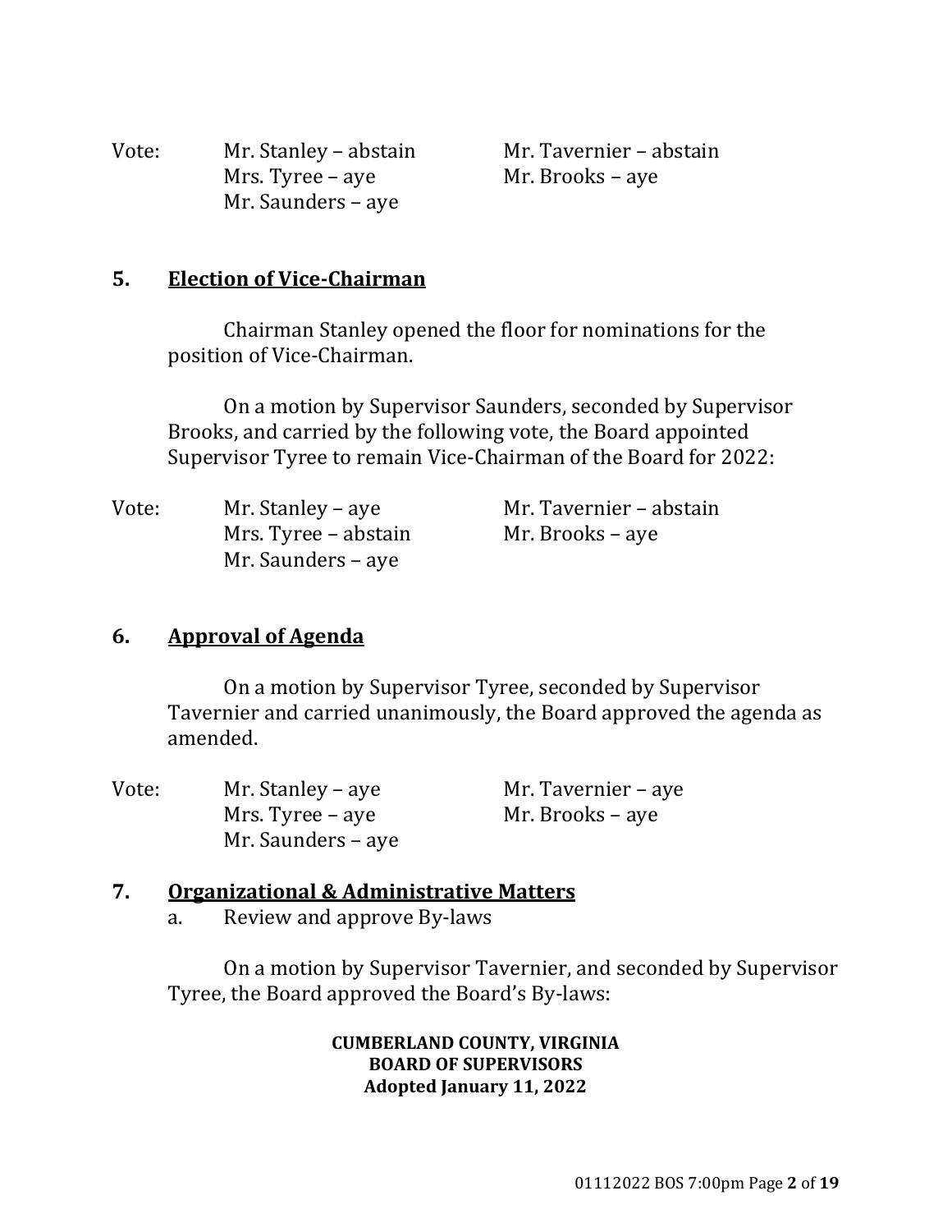Vote: Mr. Stanley – abstain Mr. Tavernier – abstain
Mrs. Tyree – aye Mr. Brooks – aye
Mr. Saunders – aye

## 5. Election of Vice-Chairman

Chairman Stanley opened the floor for nominations for the position of Vice-Chairman.

On a motion by Supervisor Saunders, seconded by Supervisor Brooks, and carried by the following vote, the Board appointed Supervisor Tyree to remain Vice-Chairman of the Board for 2022:

Vote: Mr. Stanley – aye Mr. Tavernier – abstain
Mrs. Tyree – abstain Mr. Brooks – aye
Mr. Saunders – aye

## 6. Approval of Agenda

On a motion by Supervisor Tyree, seconded by Supervisor Tavernier and carried unanimously, the Board approved the agenda as amended.

Vote: Mr. Stanley – aye Mr. Tavernier – aye
Mrs. Tyree – aye Mr. Brooks – aye
Mr. Saunders – aye

## 7. Organizational & Administrative Matters

a. Review and approve By-laws

On a motion by Supervisor Tavernier, and seconded by Supervisor Tyree, the Board approved the Board's By-laws:

**CUMBERLAND COUNTY, VIRGINIA**
**BOARD OF SUPERVISORS**
**Adopted January 11, 2022**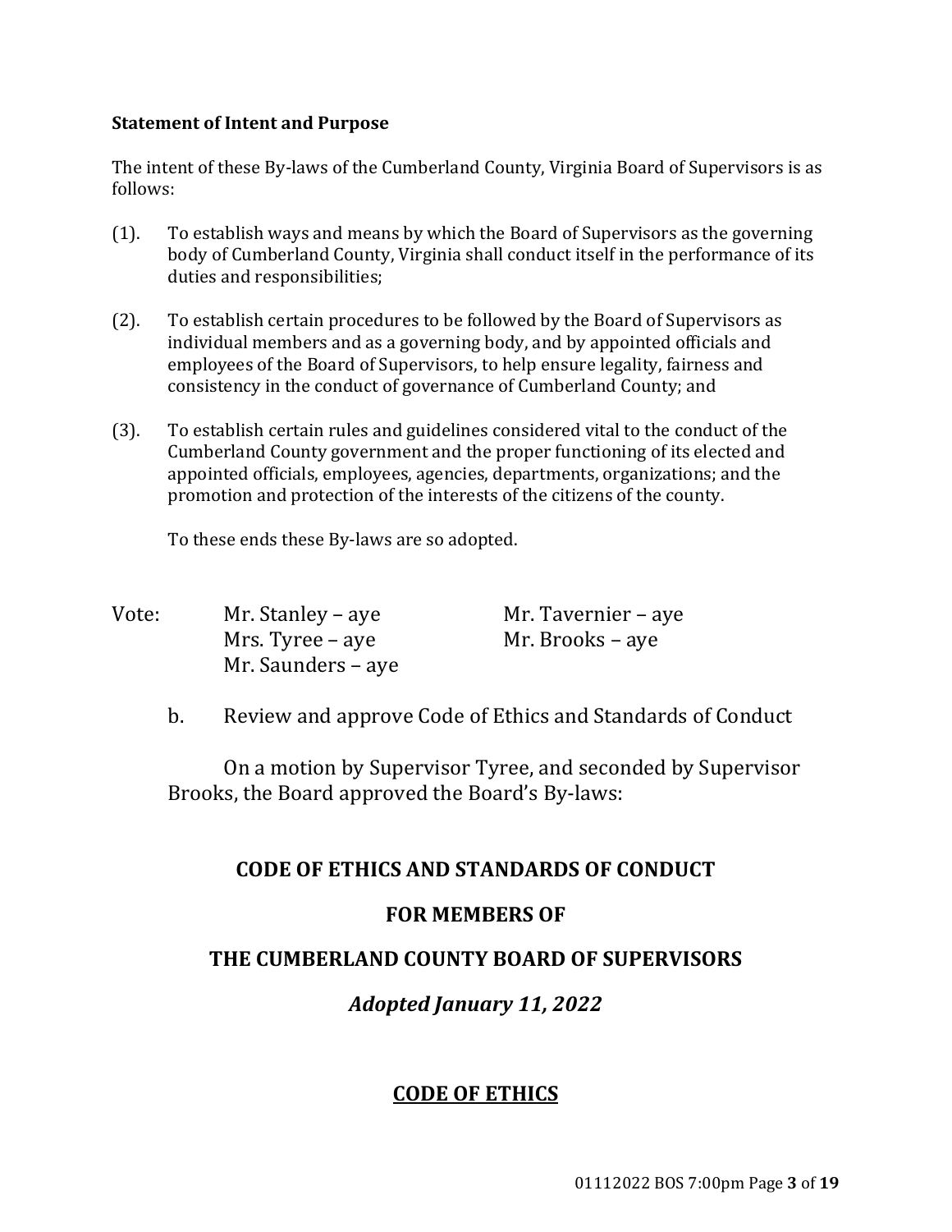**Statement of Intent and Purpose**

The intent of these By-laws of the Cumberland County, Virginia Board of Supervisors is as follows:

(1). To establish ways and means by which the Board of Supervisors as the governing body of Cumberland County, Virginia shall conduct itself in the performance of its duties and responsibilities;

(2). To establish certain procedures to be followed by the Board of Supervisors as individual members and as a governing body, and by appointed officials and employees of the Board of Supervisors, to help ensure legality, fairness and consistency in the conduct of governance of Cumberland County; and

(3). To establish certain rules and guidelines considered vital to the conduct of the Cumberland County government and the proper functioning of its elected and appointed officials, employees, agencies, departments, organizations; and the promotion and protection of the interests of the citizens of the county.

To these ends these By-laws are so adopted.

Vote:
- Mr. Stanley – aye
- Mr. Tavernier – aye
- Mrs. Tyree – aye
- Mr. Brooks – aye
- Mr. Saunders – aye

b. Review and approve Code of Ethics and Standards of Conduct

On a motion by Supervisor Tyree, and seconded by Supervisor Brooks, the Board approved the Board's By-laws:

## CODE OF ETHICS AND STANDARDS OF CONDUCT

## FOR MEMBERS OF

## THE CUMBERLAND COUNTY BOARD OF SUPERVISORS

***Adopted January 11, 2022***

## CODE OF ETHICS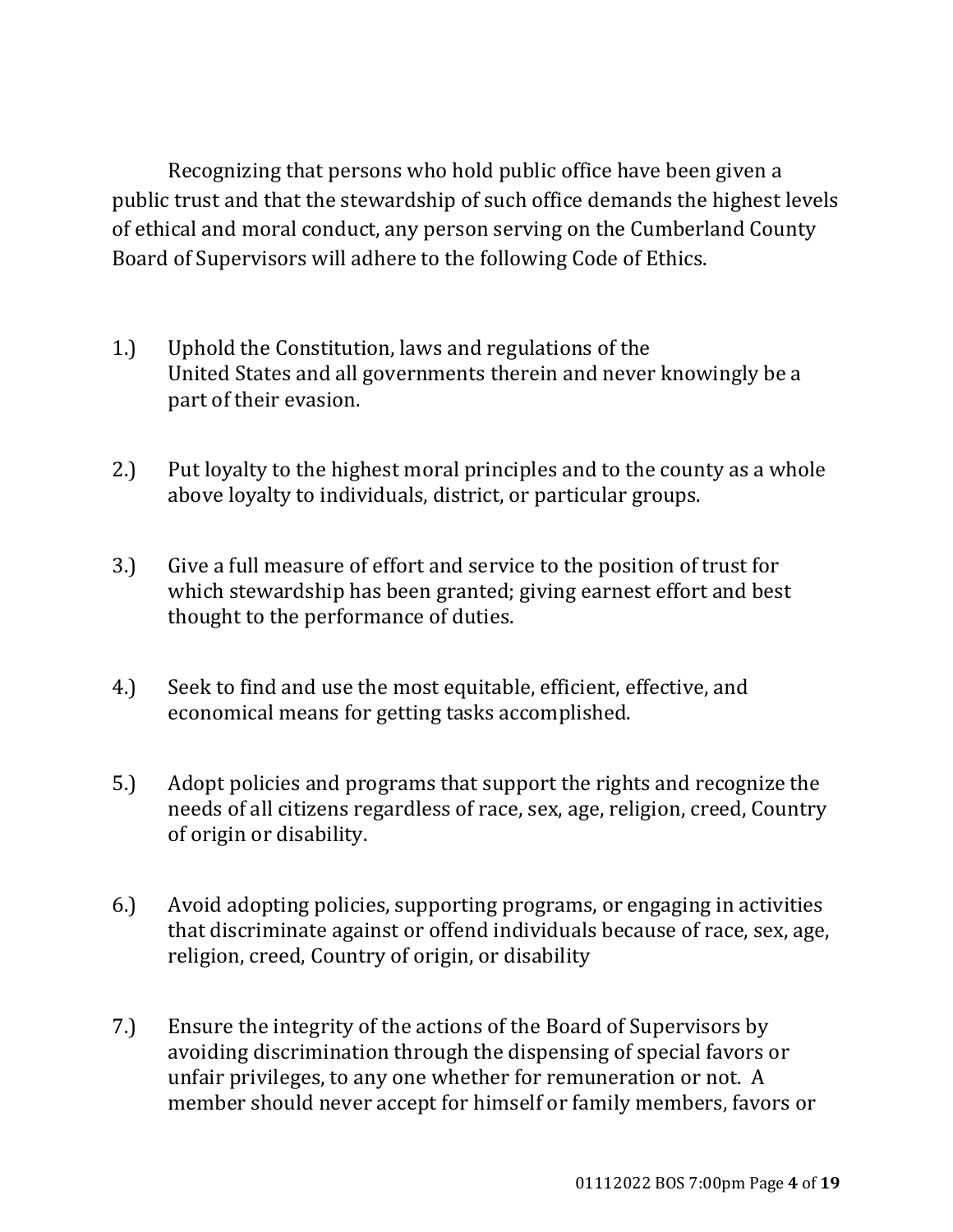Recognizing that persons who hold public office have been given a public trust and that the stewardship of such office demands the highest levels of ethical and moral conduct, any person serving on the Cumberland County Board of Supervisors will adhere to the following Code of Ethics.

1.) Uphold the Constitution, laws and regulations of the United States and all governments therein and never knowingly be a part of their evasion.

2.) Put loyalty to the highest moral principles and to the county as a whole above loyalty to individuals, district, or particular groups.

3.) Give a full measure of effort and service to the position of trust for which stewardship has been granted; giving earnest effort and best thought to the performance of duties.

4.) Seek to find and use the most equitable, efficient, effective, and economical means for getting tasks accomplished.

5.) Adopt policies and programs that support the rights and recognize the needs of all citizens regardless of race, sex, age, religion, creed, Country of origin or disability.

6.) Avoid adopting policies, supporting programs, or engaging in activities that discriminate against or offend individuals because of race, sex, age, religion, creed, Country of origin, or disability

7.) Ensure the integrity of the actions of the Board of Supervisors by avoiding discrimination through the dispensing of special favors or unfair privileges, to any one whether for remuneration or not. A member should never accept for himself or family members, favors or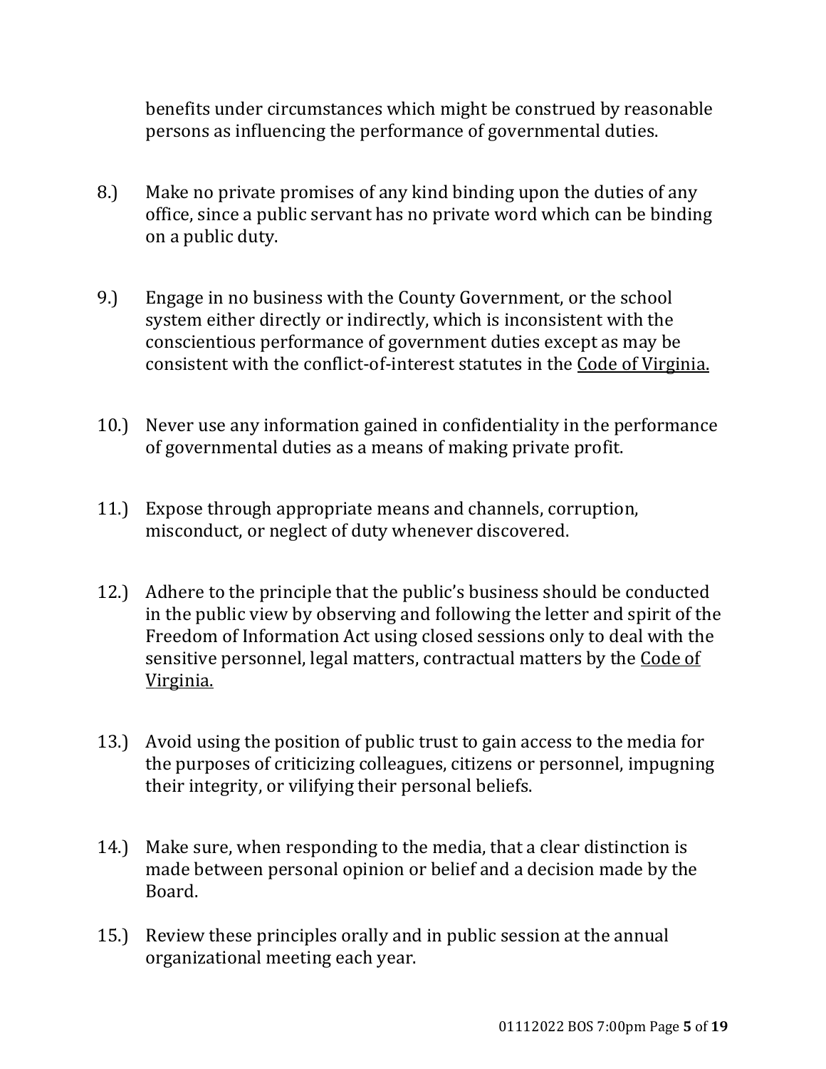benefits under circumstances which might be construed by reasonable persons as influencing the performance of governmental duties.

8.) Make no private promises of any kind binding upon the duties of any office, since a public servant has no private word which can be binding on a public duty.

9.) Engage in no business with the County Government, or the school system either directly or indirectly, which is inconsistent with the conscientious performance of government duties except as may be consistent with the conflict-of-interest statutes in the <u>Code of Virginia.</u>

10.) Never use any information gained in confidentiality in the performance of governmental duties as a means of making private profit.

11.) Expose through appropriate means and channels, corruption, misconduct, or neglect of duty whenever discovered.

12.) Adhere to the principle that the public's business should be conducted in the public view by observing and following the letter and spirit of the Freedom of Information Act using closed sessions only to deal with the sensitive personnel, legal matters, contractual matters by the <u>Code of Virginia.</u>

13.) Avoid using the position of public trust to gain access to the media for the purposes of criticizing colleagues, citizens or personnel, impugning their integrity, or vilifying their personal beliefs.

14.) Make sure, when responding to the media, that a clear distinction is made between personal opinion or belief and a decision made by the Board.

15.) Review these principles orally and in public session at the annual organizational meeting each year.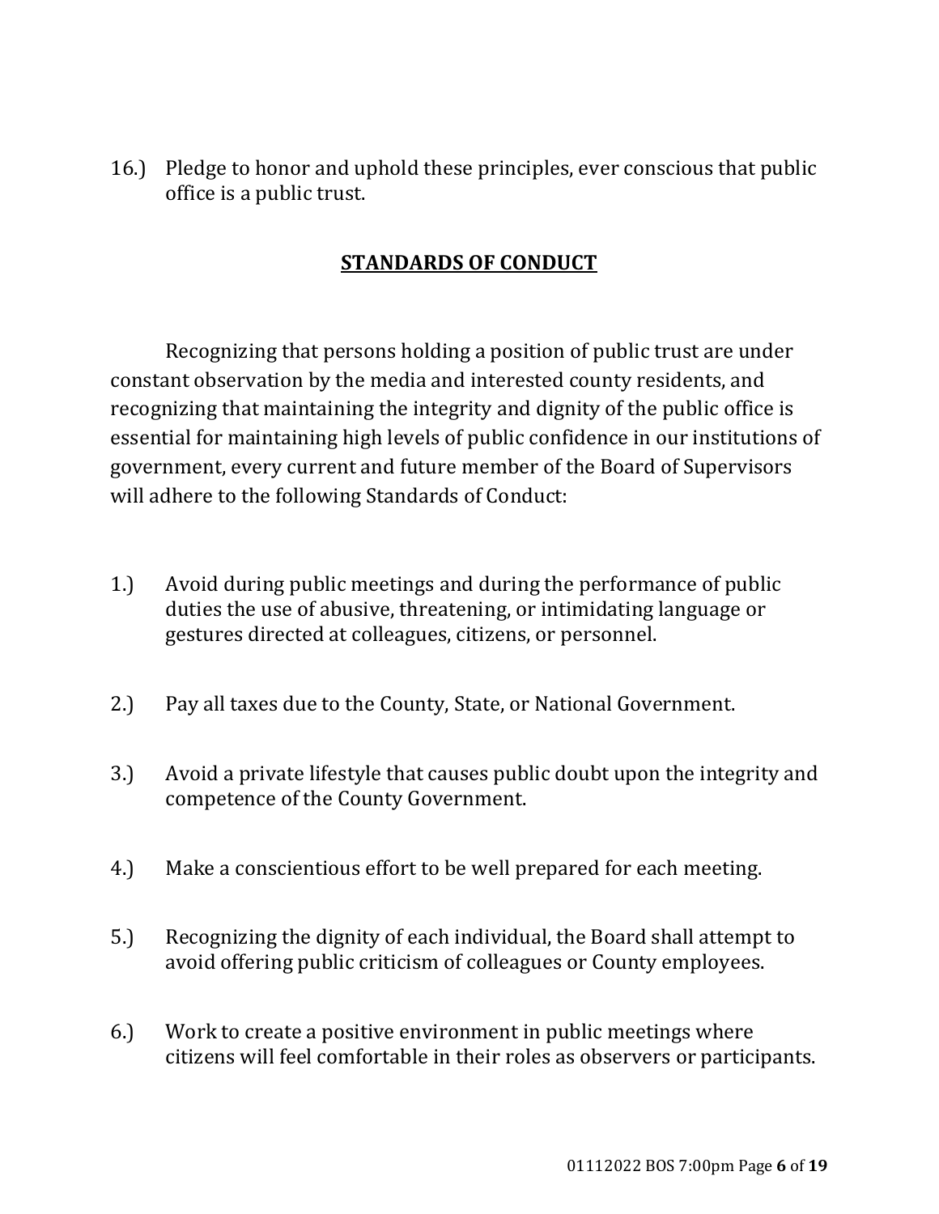16.) Pledge to honor and uphold these principles, ever conscious that public office is a public trust.

## STANDARDS OF CONDUCT

Recognizing that persons holding a position of public trust are under constant observation by the media and interested county residents, and recognizing that maintaining the integrity and dignity of the public office is essential for maintaining high levels of public confidence in our institutions of government, every current and future member of the Board of Supervisors will adhere to the following Standards of Conduct:

1.) Avoid during public meetings and during the performance of public duties the use of abusive, threatening, or intimidating language or gestures directed at colleagues, citizens, or personnel.

2.) Pay all taxes due to the County, State, or National Government.

3.) Avoid a private lifestyle that causes public doubt upon the integrity and competence of the County Government.

4.) Make a conscientious effort to be well prepared for each meeting.

5.) Recognizing the dignity of each individual, the Board shall attempt to avoid offering public criticism of colleagues or County employees.

6.) Work to create a positive environment in public meetings where citizens will feel comfortable in their roles as observers or participants.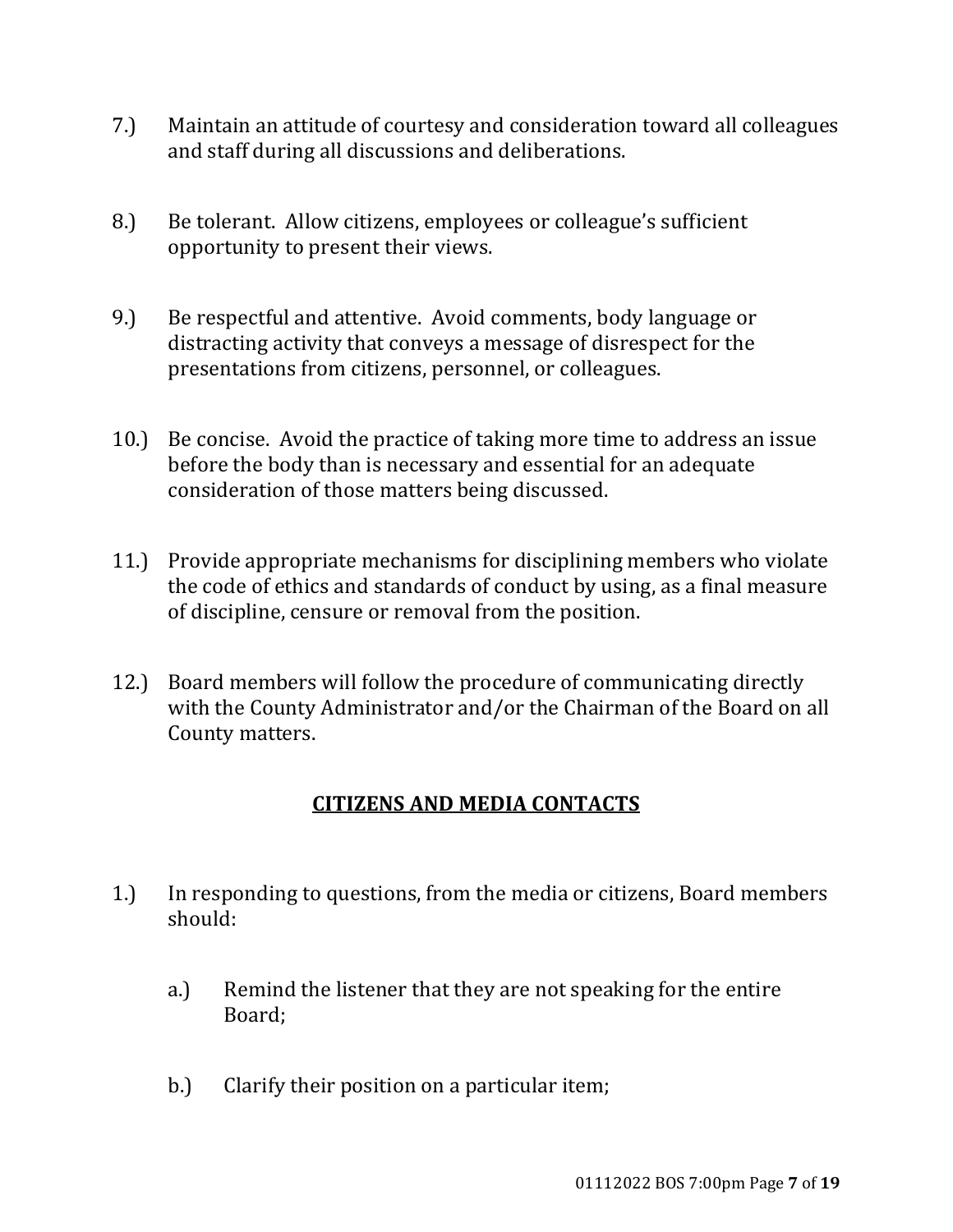7.) Maintain an attitude of courtesy and consideration toward all colleagues and staff during all discussions and deliberations.

8.) Be tolerant. Allow citizens, employees or colleague's sufficient opportunity to present their views.

9.) Be respectful and attentive. Avoid comments, body language or distracting activity that conveys a message of disrespect for the presentations from citizens, personnel, or colleagues.

10.) Be concise. Avoid the practice of taking more time to address an issue before the body than is necessary and essential for an adequate consideration of those matters being discussed.

11.) Provide appropriate mechanisms for disciplining members who violate the code of ethics and standards of conduct by using, as a final measure of discipline, censure or removal from the position.

12.) Board members will follow the procedure of communicating directly with the County Administrator and/or the Chairman of the Board on all County matters.

## CITIZENS AND MEDIA CONTACTS

1.) In responding to questions, from the media or citizens, Board members should:

  a.) Remind the listener that they are not speaking for the entire Board;

  b.) Clarify their position on a particular item;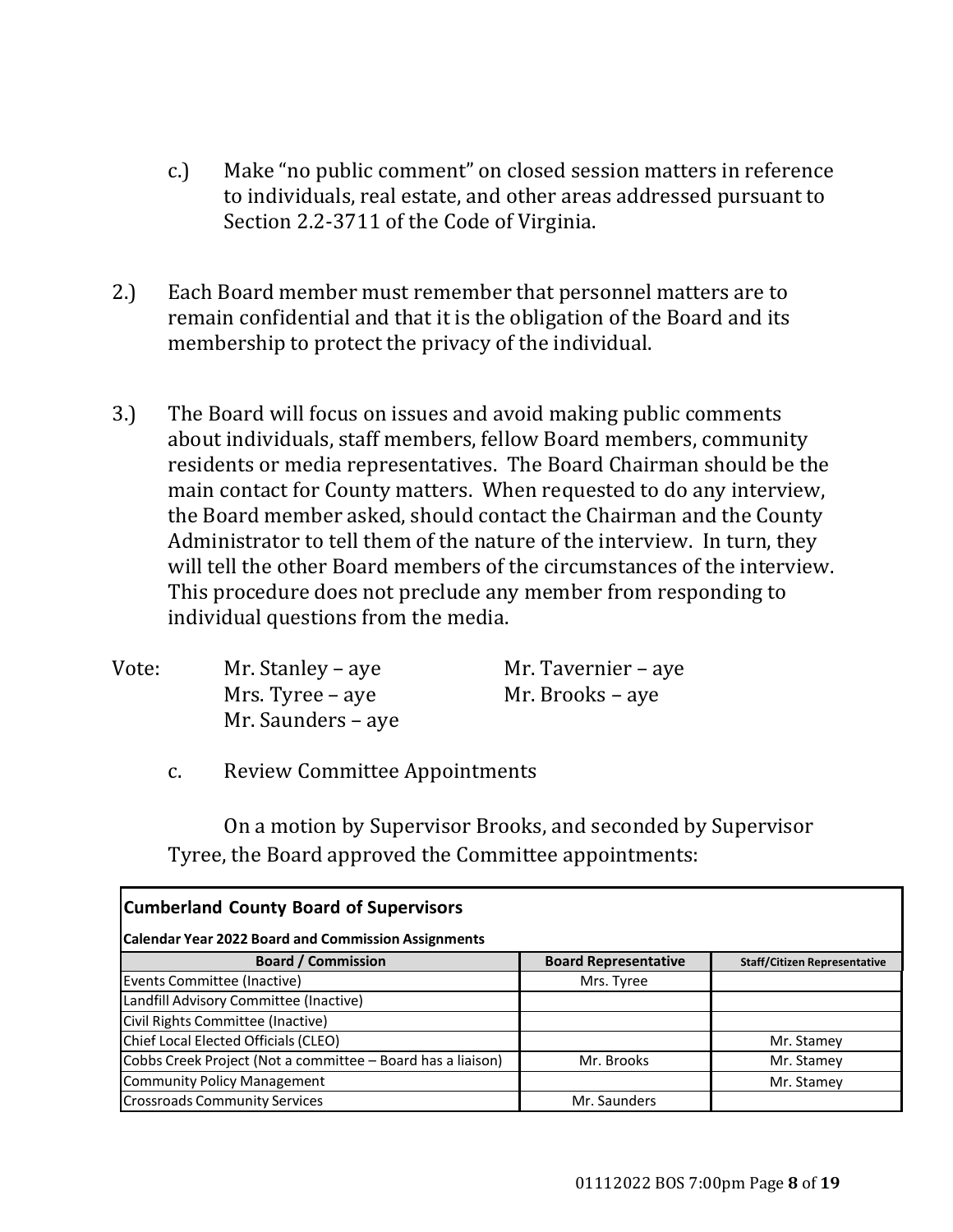c.) Make "no public comment" on closed session matters in reference to individuals, real estate, and other areas addressed pursuant to Section 2.2-3711 of the Code of Virginia.

2.) Each Board member must remember that personnel matters are to remain confidential and that it is the obligation of the Board and its membership to protect the privacy of the individual.

3.) The Board will focus on issues and avoid making public comments about individuals, staff members, fellow Board members, community residents or media representatives. The Board Chairman should be the main contact for County matters. When requested to do any interview, the Board member asked, should contact the Chairman and the County Administrator to tell them of the nature of the interview. In turn, they will tell the other Board members of the circumstances of the interview. This procedure does not preclude any member from responding to individual questions from the media.

Vote:
Mr. Stanley – aye
Mr. Tavernier – aye
Mrs. Tyree – aye
Mr. Brooks – aye
Mr. Saunders – aye

c. Review Committee Appointments

On a motion by Supervisor Brooks, and seconded by Supervisor Tyree, the Board approved the Committee appointments:

**Cumberland County Board of Supervisors**

**Calendar Year 2022 Board and Commission Assignments**

| Board / Commission | Board Representative | Staff/Citizen Representative |
|---|---|---|
| Events Committee (Inactive) | Mrs. Tyree | |
| Landfill Advisory Committee (Inactive) | | |
| Civil Rights Committee (Inactive) | | |
| Chief Local Elected Officials (CLEO) | | Mr. Stamey |
| Cobbs Creek Project (Not a committee – Board has a liaison) | Mr. Brooks | Mr. Stamey |
| Community Policy Management | | Mr. Stamey |
| Crossroads Community Services | Mr. Saunders | |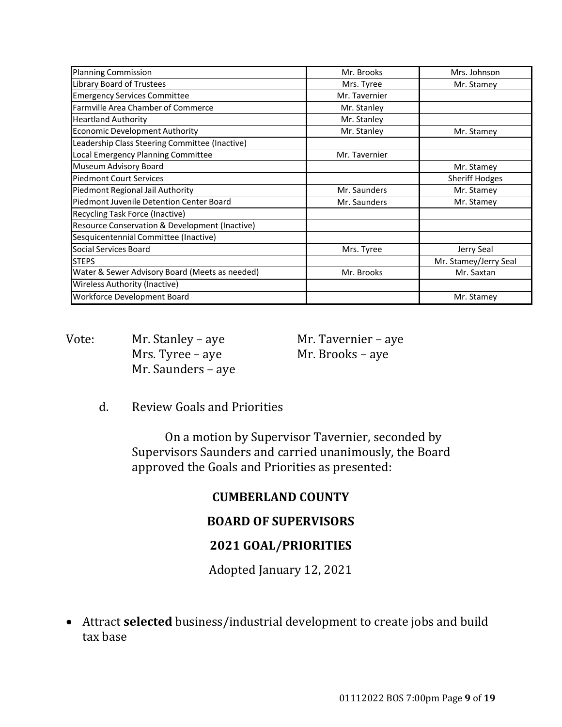| Planning Commission | Mr. Brooks | Mrs. Johnson |
|---|---|---|
| Library Board of Trustees | Mrs. Tyree | Mr. Stamey |
| Emergency Services Committee | Mr. Tavernier | |
| Farmville Area Chamber of Commerce | Mr. Stanley | |
| Heartland Authority | Mr. Stanley | |
| Economic Development Authority | Mr. Stanley | Mr. Stamey |
| Leadership Class Steering Committee (Inactive) | | |
| Local Emergency Planning Committee | Mr. Tavernier | |
| Museum Advisory Board | | Mr. Stamey |
| Piedmont Court Services | | Sheriff Hodges |
| Piedmont Regional Jail Authority | Mr. Saunders | Mr. Stamey |
| Piedmont Juvenile Detention Center Board | Mr. Saunders | Mr. Stamey |
| Recycling Task Force (Inactive) | | |
| Resource Conservation & Development (Inactive) | | |
| Sesquicentennial Committee (Inactive) | | |
| Social Services Board | Mrs. Tyree | Jerry Seal |
| STEPS | | Mr. Stamey/Jerry Seal |
| Water & Sewer Advisory Board (Meets as needed) | Mr. Brooks | Mr. Saxtan |
| Wireless Authority (Inactive) | | |
| Workforce Development Board | | Mr. Stamey |

Vote: Mr. Stanley – aye
Mr. Tavernier – aye
Mrs. Tyree – aye
Mr. Brooks – aye
Mr. Saunders – aye

d. Review Goals and Priorities

On a motion by Supervisor Tavernier, seconded by Supervisors Saunders and carried unanimously, the Board approved the Goals and Priorities as presented:

**CUMBERLAND COUNTY**

**BOARD OF SUPERVISORS**

**2021 GOAL/PRIORITIES**

Adopted January 12, 2021

- Attract **selected** business/industrial development to create jobs and build tax base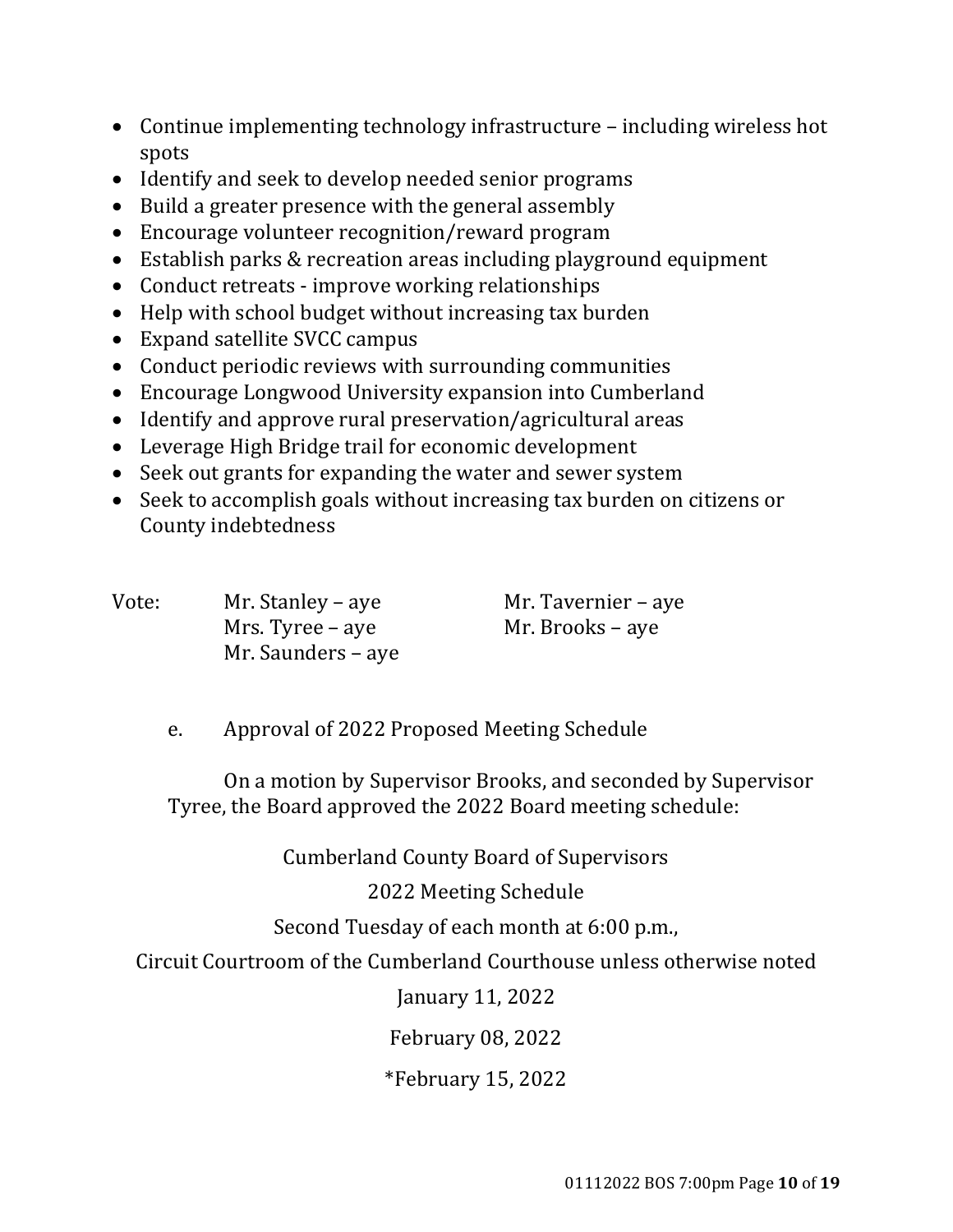- Continue implementing technology infrastructure – including wireless hot spots
- Identify and seek to develop needed senior programs
- Build a greater presence with the general assembly
- Encourage volunteer recognition/reward program
- Establish parks & recreation areas including playground equipment
- Conduct retreats - improve working relationships
- Help with school budget without increasing tax burden
- Expand satellite SVCC campus
- Conduct periodic reviews with surrounding communities
- Encourage Longwood University expansion into Cumberland
- Identify and approve rural preservation/agricultural areas
- Leverage High Bridge trail for economic development
- Seek out grants for expanding the water and sewer system
- Seek to accomplish goals without increasing tax burden on citizens or County indebtedness

Vote: Mr. Stanley – aye Mr. Tavernier – aye
Mrs. Tyree – aye Mr. Brooks – aye
Mr. Saunders – aye

e. Approval of 2022 Proposed Meeting Schedule

On a motion by Supervisor Brooks, and seconded by Supervisor Tyree, the Board approved the 2022 Board meeting schedule:

Cumberland County Board of Supervisors

2022 Meeting Schedule

Second Tuesday of each month at 6:00 p.m.,

Circuit Courtroom of the Cumberland Courthouse unless otherwise noted

January 11, 2022

February 08, 2022

*February 15, 2022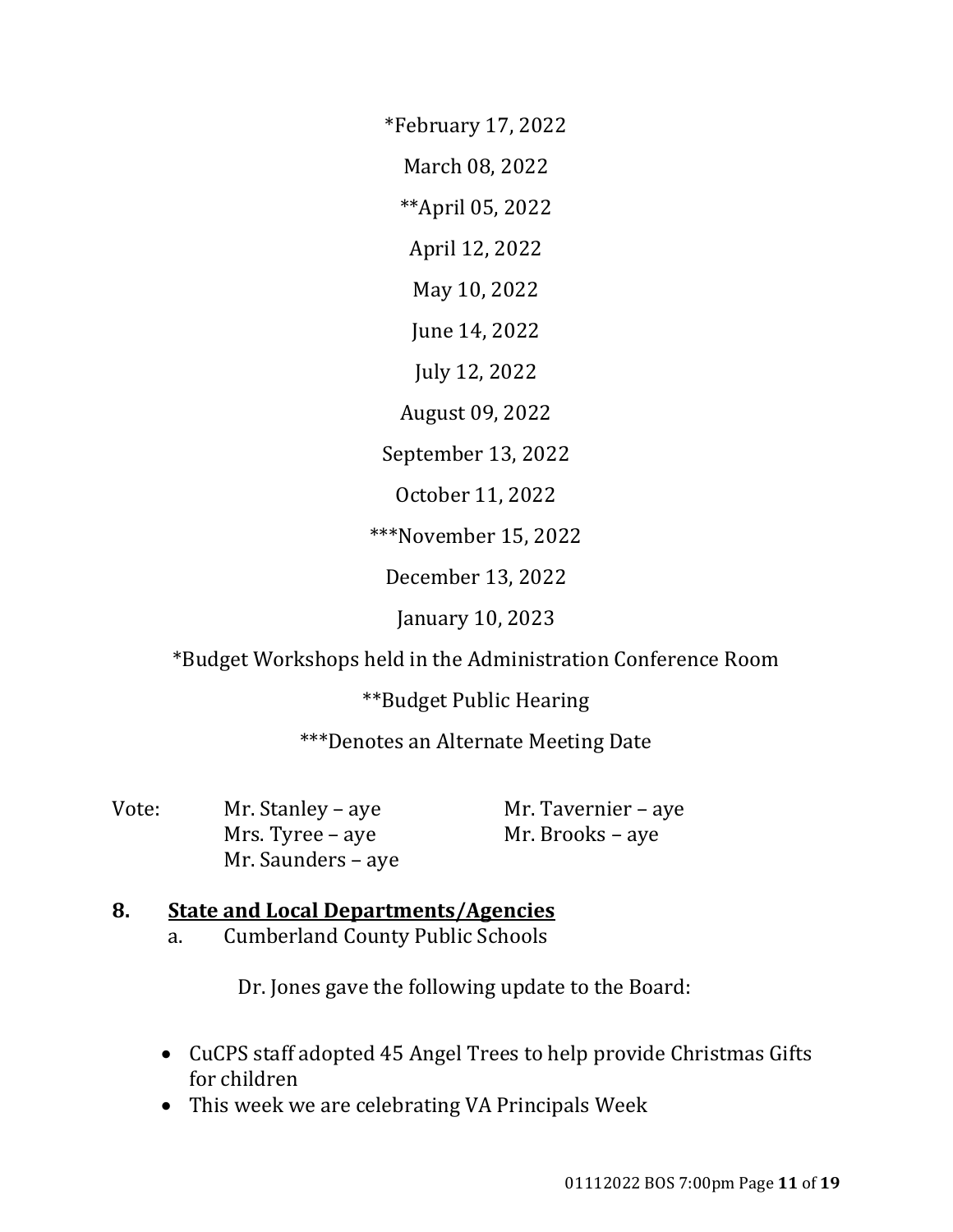*February 17, 2022

March 08, 2022

**April 05, 2022

April 12, 2022

May 10, 2022

June 14, 2022

July 12, 2022

August 09, 2022

September 13, 2022

October 11, 2022

***November 15, 2022

December 13, 2022

January 10, 2023

*Budget Workshops held in the Administration Conference Room

**Budget Public Hearing

***Denotes an Alternate Meeting Date

Vote: Mr. Stanley – aye
Mr. Tavernier – aye
Mrs. Tyree – aye
Mr. Brooks – aye
Mr. Saunders – aye

## 8. State and Local Departments/Agencies

a. Cumberland County Public Schools

Dr. Jones gave the following update to the Board:

- CuCPS staff adopted 45 Angel Trees to help provide Christmas Gifts for children
- This week we are celebrating VA Principals Week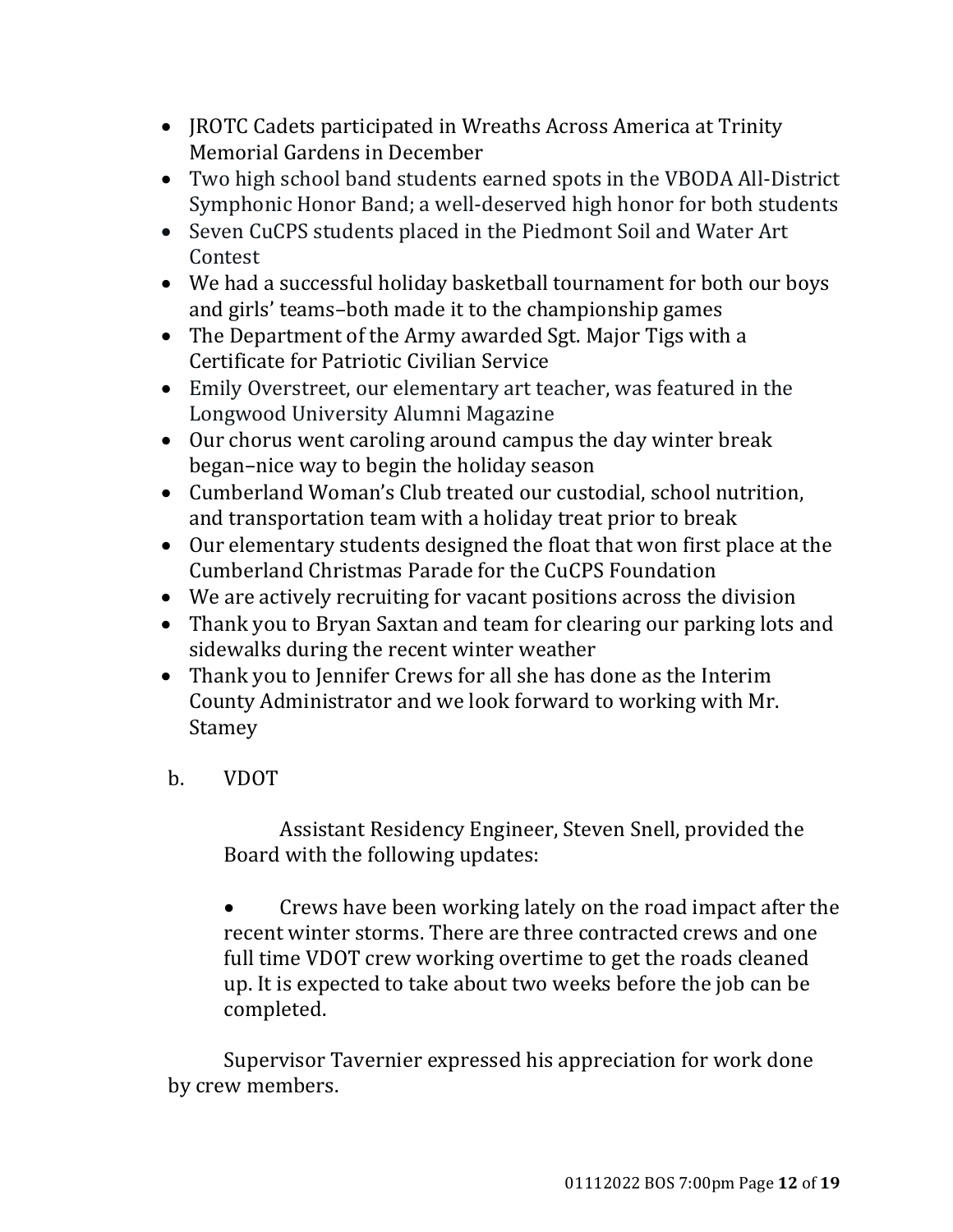- JROTC Cadets participated in Wreaths Across America at Trinity Memorial Gardens in December
- Two high school band students earned spots in the VBODA All-District Symphonic Honor Band; a well-deserved high honor for both students
- Seven CuCPS students placed in the Piedmont Soil and Water Art Contest
- We had a successful holiday basketball tournament for both our boys and girls' teams–both made it to the championship games
- The Department of the Army awarded Sgt. Major Tigs with a Certificate for Patriotic Civilian Service
- Emily Overstreet, our elementary art teacher, was featured in the Longwood University Alumni Magazine
- Our chorus went caroling around campus the day winter break began–nice way to begin the holiday season
- Cumberland Woman's Club treated our custodial, school nutrition, and transportation team with a holiday treat prior to break
- Our elementary students designed the float that won first place at the Cumberland Christmas Parade for the CuCPS Foundation
- We are actively recruiting for vacant positions across the division
- Thank you to Bryan Saxtan and team for clearing our parking lots and sidewalks during the recent winter weather
- Thank you to Jennifer Crews for all she has done as the Interim County Administrator and we look forward to working with Mr. Stamey

b. VDOT

Assistant Residency Engineer, Steven Snell, provided the Board with the following updates:

- Crews have been working lately on the road impact after the recent winter storms. There are three contracted crews and one full time VDOT crew working overtime to get the roads cleaned up. It is expected to take about two weeks before the job can be completed.

Supervisor Tavernier expressed his appreciation for work done by crew members.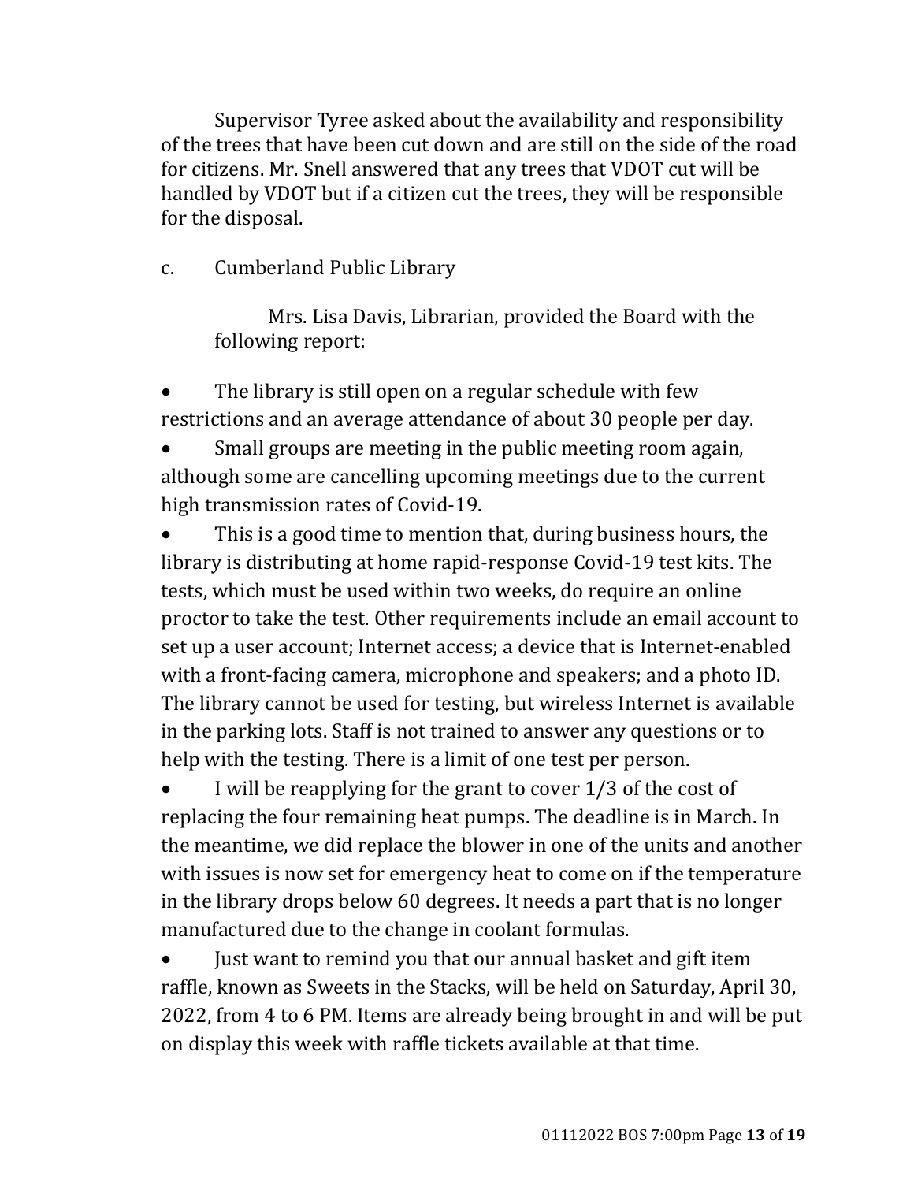Supervisor Tyree asked about the availability and responsibility of the trees that have been cut down and are still on the side of the road for citizens. Mr. Snell answered that any trees that VDOT cut will be handled by VDOT but if a citizen cut the trees, they will be responsible for the disposal.

c. Cumberland Public Library

Mrs. Lisa Davis, Librarian, provided the Board with the following report:

- The library is still open on a regular schedule with few restrictions and an average attendance of about 30 people per day.
- Small groups are meeting in the public meeting room again, although some are cancelling upcoming meetings due to the current high transmission rates of Covid-19.
- This is a good time to mention that, during business hours, the library is distributing at home rapid-response Covid-19 test kits. The tests, which must be used within two weeks, do require an online proctor to take the test. Other requirements include an email account to set up a user account; Internet access; a device that is Internet-enabled with a front-facing camera, microphone and speakers; and a photo ID. The library cannot be used for testing, but wireless Internet is available in the parking lots. Staff is not trained to answer any questions or to help with the testing. There is a limit of one test per person.
- I will be reapplying for the grant to cover 1/3 of the cost of replacing the four remaining heat pumps. The deadline is in March. In the meantime, we did replace the blower in one of the units and another with issues is now set for emergency heat to come on if the temperature in the library drops below 60 degrees. It needs a part that is no longer manufactured due to the change in coolant formulas.
- Just want to remind you that our annual basket and gift item raffle, known as Sweets in the Stacks, will be held on Saturday, April 30, 2022, from 4 to 6 PM. Items are already being brought in and will be put on display this week with raffle tickets available at that time.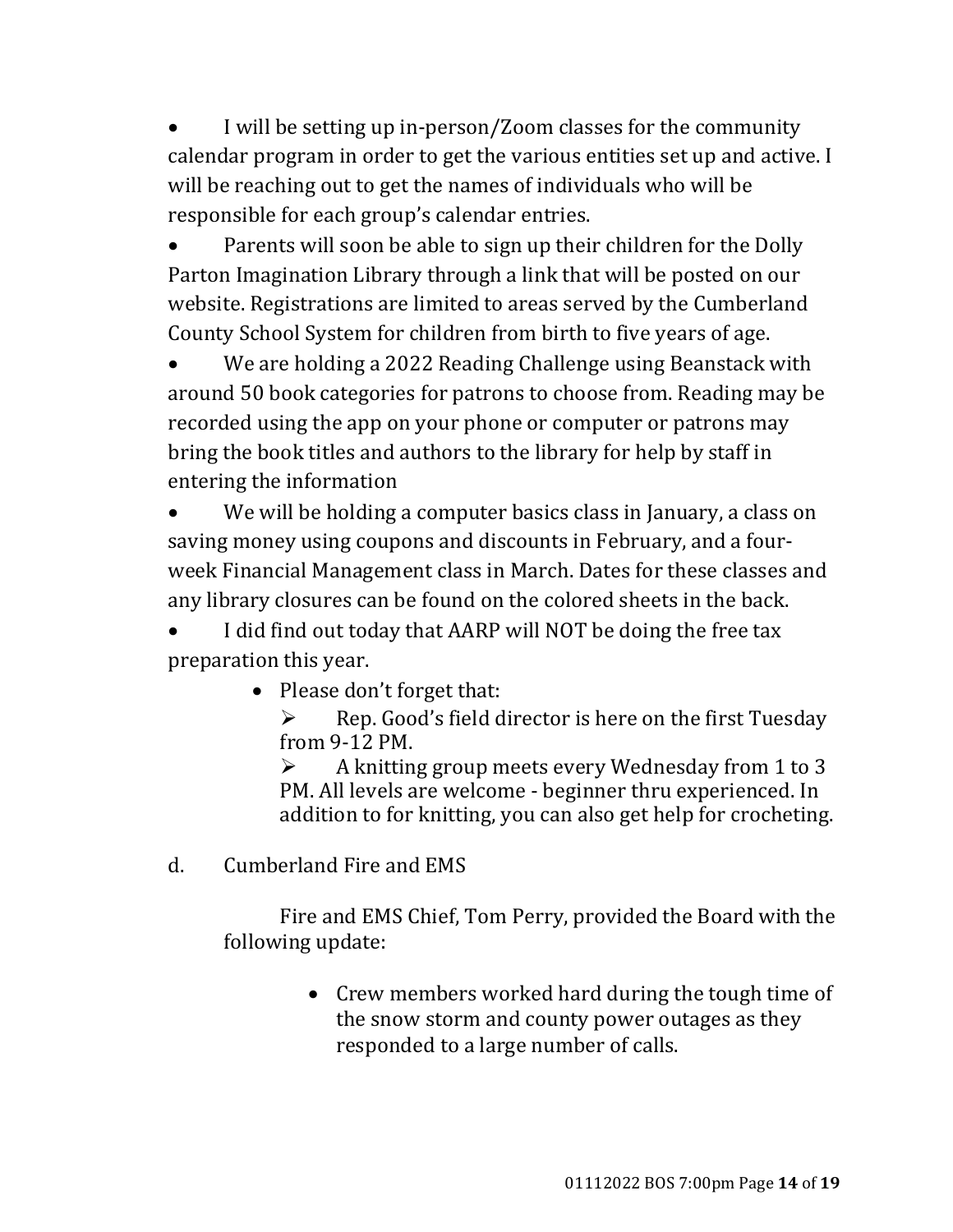- I will be setting up in-person/Zoom classes for the community calendar program in order to get the various entities set up and active. I will be reaching out to get the names of individuals who will be responsible for each group's calendar entries.
- Parents will soon be able to sign up their children for the Dolly Parton Imagination Library through a link that will be posted on our website. Registrations are limited to areas served by the Cumberland County School System for children from birth to five years of age.
- We are holding a 2022 Reading Challenge using Beanstack with around 50 book categories for patrons to choose from. Reading may be recorded using the app on your phone or computer or patrons may bring the book titles and authors to the library for help by staff in entering the information
- We will be holding a computer basics class in January, a class on saving money using coupons and discounts in February, and a four-week Financial Management class in March. Dates for these classes and any library closures can be found on the colored sheets in the back.
- I did find out today that AARP will NOT be doing the free tax preparation this year.
    - Please don't forget that:
        - Rep. Good's field director is here on the first Tuesday from 9-12 PM.
        - A knitting group meets every Wednesday from 1 to 3 PM. All levels are welcome - beginner thru experienced. In addition to for knitting, you can also get help for crocheting.

d. Cumberland Fire and EMS

Fire and EMS Chief, Tom Perry, provided the Board with the following update:

- Crew members worked hard during the tough time of the snow storm and county power outages as they responded to a large number of calls.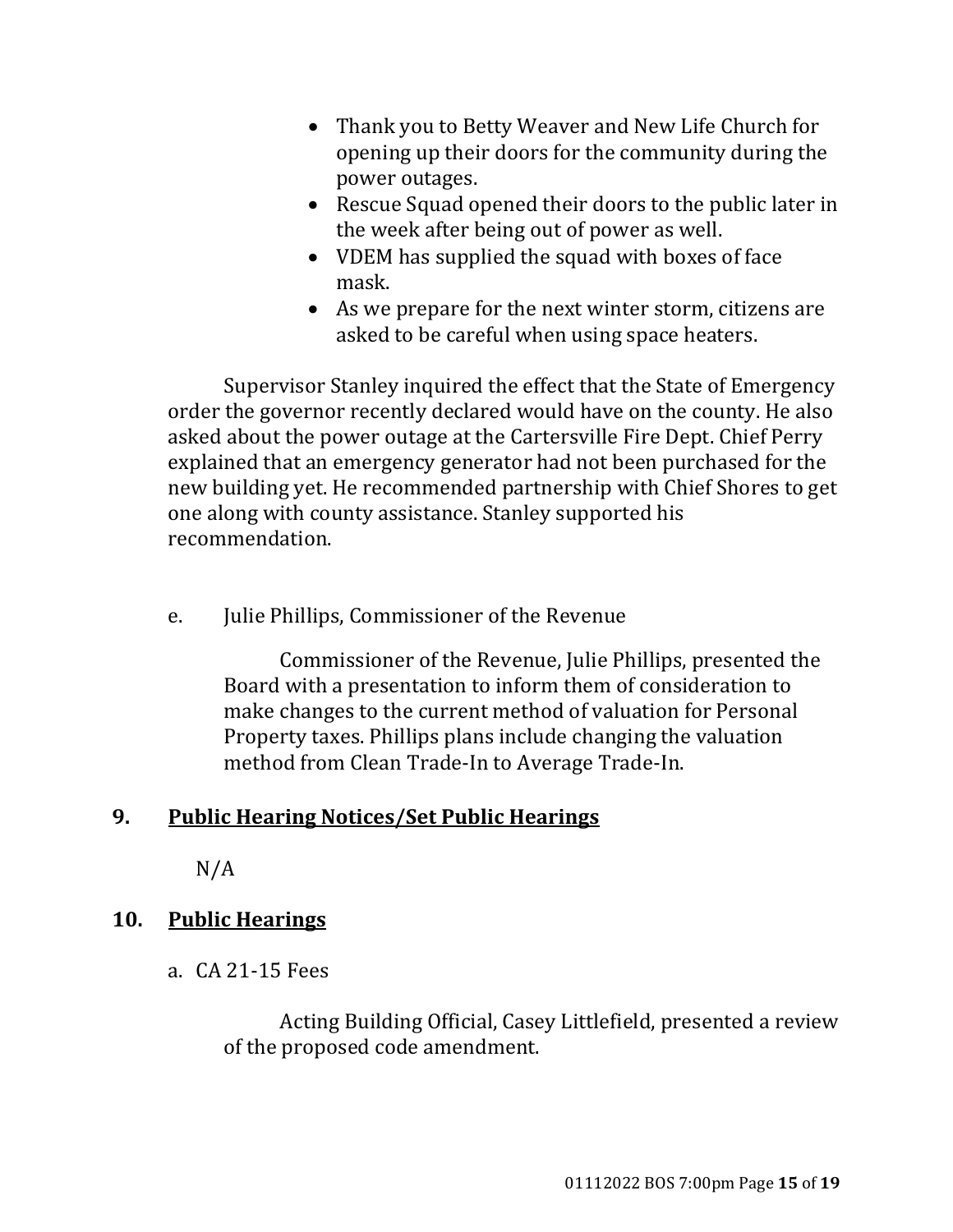- Thank you to Betty Weaver and New Life Church for opening up their doors for the community during the power outages.
- Rescue Squad opened their doors to the public later in the week after being out of power as well.
- VDEM has supplied the squad with boxes of face mask.
- As we prepare for the next winter storm, citizens are asked to be careful when using space heaters.

Supervisor Stanley inquired the effect that the State of Emergency order the governor recently declared would have on the county. He also asked about the power outage at the Cartersville Fire Dept. Chief Perry explained that an emergency generator had not been purchased for the new building yet. He recommended partnership with Chief Shores to get one along with county assistance. Stanley supported his recommendation.

e. Julie Phillips, Commissioner of the Revenue

Commissioner of the Revenue, Julie Phillips, presented the Board with a presentation to inform them of consideration to make changes to the current method of valuation for Personal Property taxes. Phillips plans include changing the valuation method from Clean Trade-In to Average Trade-In.

## 9. Public Hearing Notices/Set Public Hearings

N/A

## 10. Public Hearings

a. CA 21-15 Fees

Acting Building Official, Casey Littlefield, presented a review of the proposed code amendment.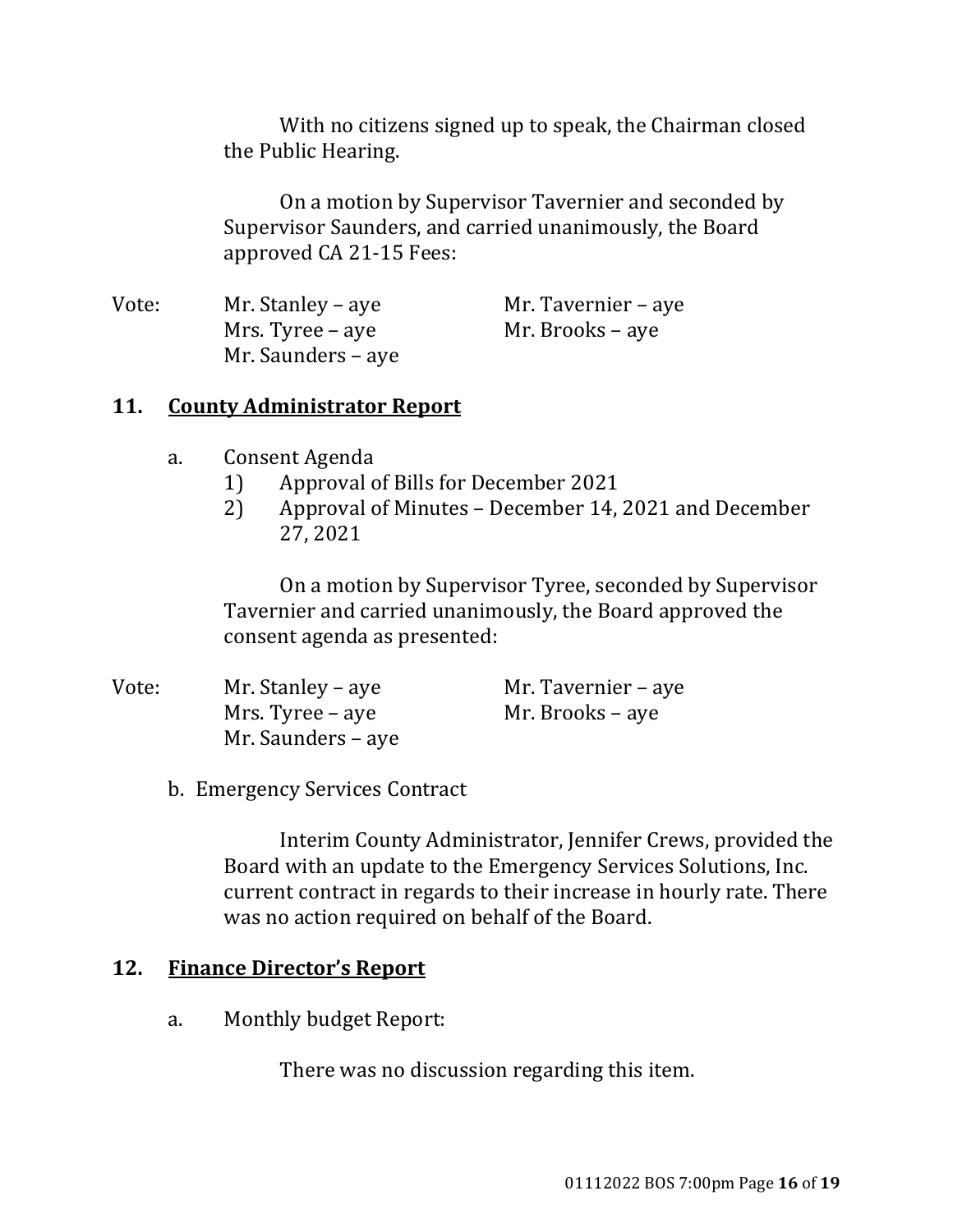With no citizens signed up to speak, the Chairman closed the Public Hearing.

On a motion by Supervisor Tavernier and seconded by Supervisor Saunders, and carried unanimously, the Board approved CA 21-15 Fees:

Vote: Mr. Stanley – aye  
Mr. Tavernier – aye  
Mrs. Tyree – aye  
Mr. Brooks – aye  
Mr. Saunders – aye

## 11. **County Administrator Report**

a. Consent Agenda
   1) Approval of Bills for December 2021
   2) Approval of Minutes – December 14, 2021 and December 27, 2021

On a motion by Supervisor Tyree, seconded by Supervisor Tavernier and carried unanimously, the Board approved the consent agenda as presented:

Vote: Mr. Stanley – aye  
Mr. Tavernier – aye  
Mrs. Tyree – aye  
Mr. Brooks – aye  
Mr. Saunders – aye

b. Emergency Services Contract

Interim County Administrator, Jennifer Crews, provided the Board with an update to the Emergency Services Solutions, Inc. current contract in regards to their increase in hourly rate. There was no action required on behalf of the Board.

## 12. **Finance Director's Report**

a. Monthly budget Report:

There was no discussion regarding this item.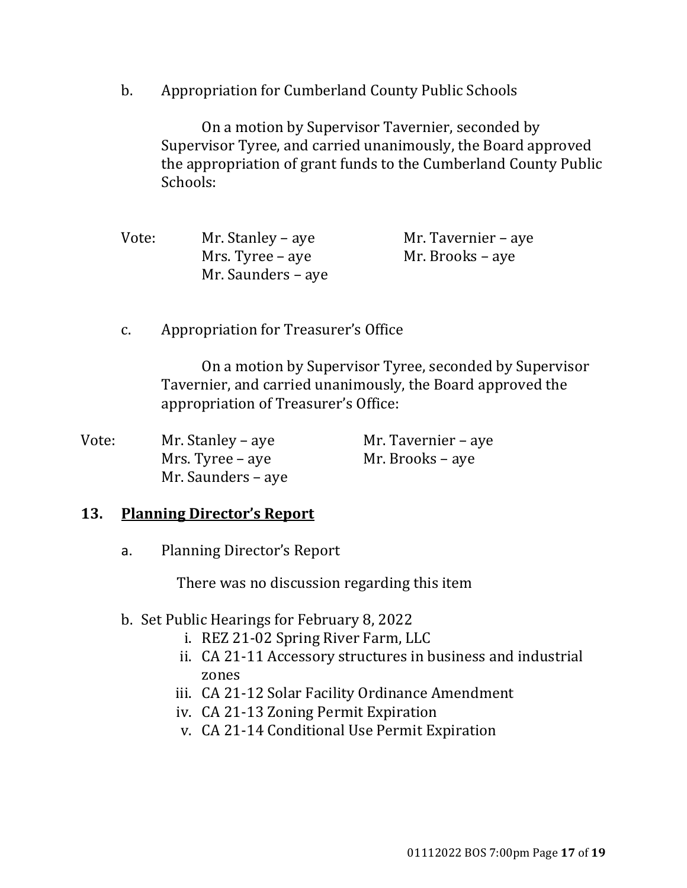b. Appropriation for Cumberland County Public Schools

On a motion by Supervisor Tavernier, seconded by Supervisor Tyree, and carried unanimously, the Board approved the appropriation of grant funds to the Cumberland County Public Schools:

Vote:
- Mr. Stanley – aye
- Mr. Tavernier – aye
- Mrs. Tyree – aye
- Mr. Brooks – aye
- Mr. Saunders – aye

c. Appropriation for Treasurer's Office

On a motion by Supervisor Tyree, seconded by Supervisor Tavernier, and carried unanimously, the Board approved the appropriation of Treasurer's Office:

Vote:
- Mr. Stanley – aye
- Mr. Tavernier – aye
- Mrs. Tyree – aye
- Mr. Brooks – aye
- Mr. Saunders – aye

## 13. Planning Director's Report

a. Planning Director's Report

There was no discussion regarding this item

b. Set Public Hearings for February 8, 2022

i. REZ 21-02 Spring River Farm, LLC
ii. CA 21-11 Accessory structures in business and industrial zones
iii. CA 21-12 Solar Facility Ordinance Amendment
iv. CA 21-13 Zoning Permit Expiration
v. CA 21-14 Conditional Use Permit Expiration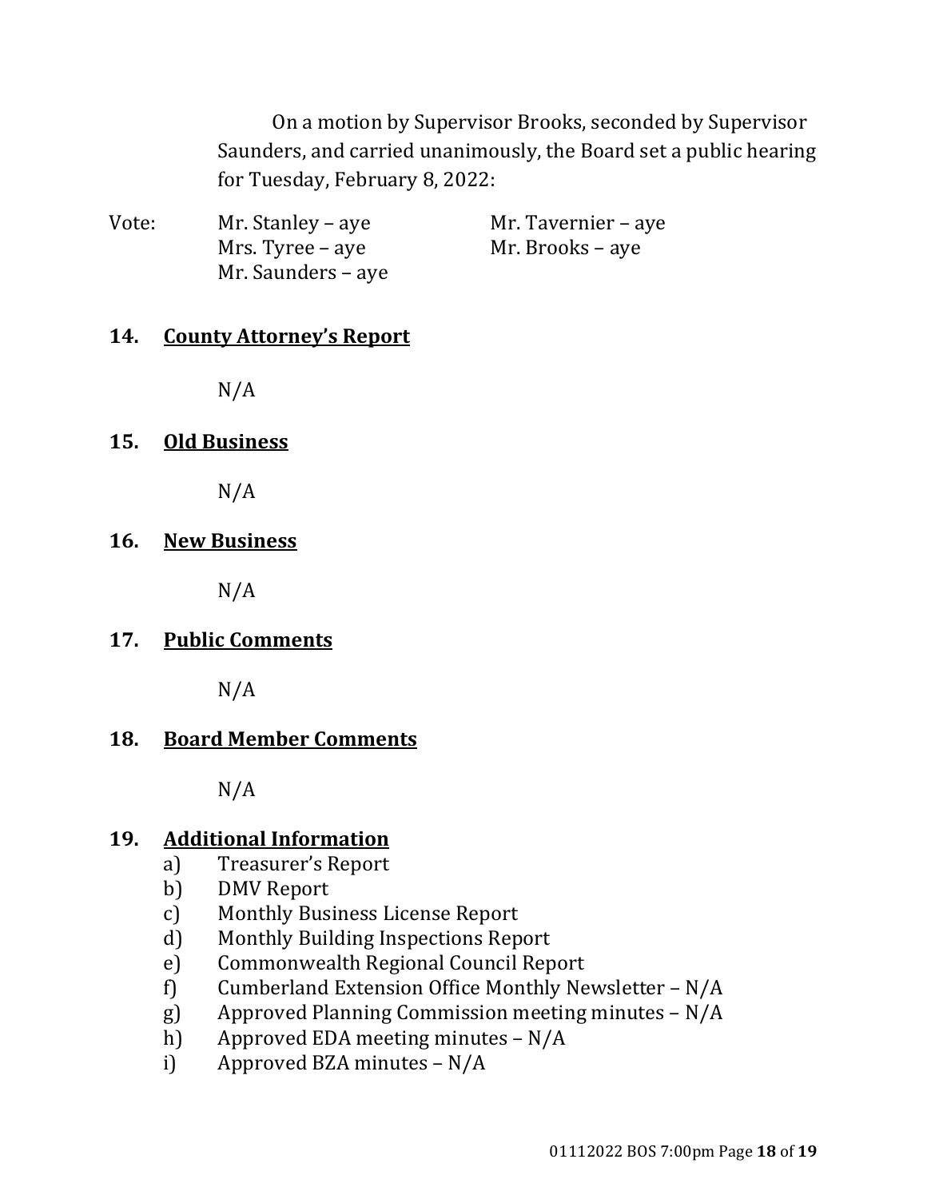On a motion by Supervisor Brooks, seconded by Supervisor Saunders, and carried unanimously, the Board set a public hearing for Tuesday, February 8, 2022:

Vote: Mr. Stanley – aye  Mr. Tavernier – aye
Mrs. Tyree – aye  Mr. Brooks – aye
Mr. Saunders – aye

## 14. County Attorney's Report

N/A

## 15. Old Business

N/A

## 16. New Business

N/A

## 17. Public Comments

N/A

## 18. Board Member Comments

N/A

## 19. Additional Information

a) Treasurer's Report
b) DMV Report
c) Monthly Business License Report
d) Monthly Building Inspections Report
e) Commonwealth Regional Council Report
f) Cumberland Extension Office Monthly Newsletter – N/A
g) Approved Planning Commission meeting minutes – N/A
h) Approved EDA meeting minutes – N/A
i) Approved BZA minutes – N/A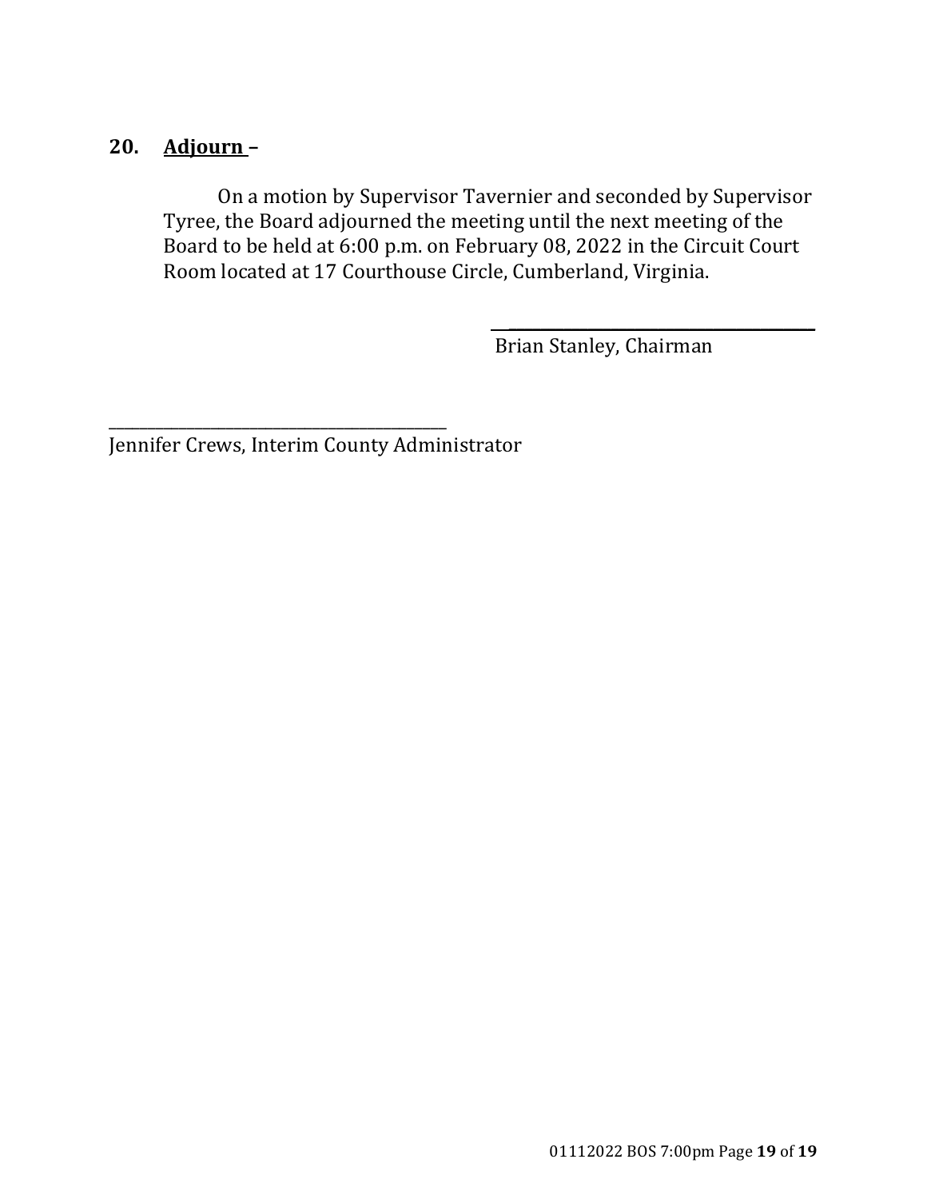## 20. <u>Adjourn</u> –

On a motion by Supervisor Tavernier and seconded by Supervisor Tyree, the Board adjourned the meeting until the next meeting of the Board to be held at 6:00 p.m. on February 08, 2022 in the Circuit Court Room located at 17 Courthouse Circle, Cumberland, Virginia.

\_\_\_\_\_\_\_\_\_\_\_\_\_\_\_\_\_\_\_\_\_\_\_\_\_\_\_\_\_\_\_\_\_\_\_\_
Brian Stanley, Chairman

\_\_\_\_\_\_\_\_\_\_\_\_\_\_\_\_\_\_\_\_\_\_\_\_\_\_\_\_\_\_\_\_\_\_\_\_
Jennifer Crews, Interim County Administrator